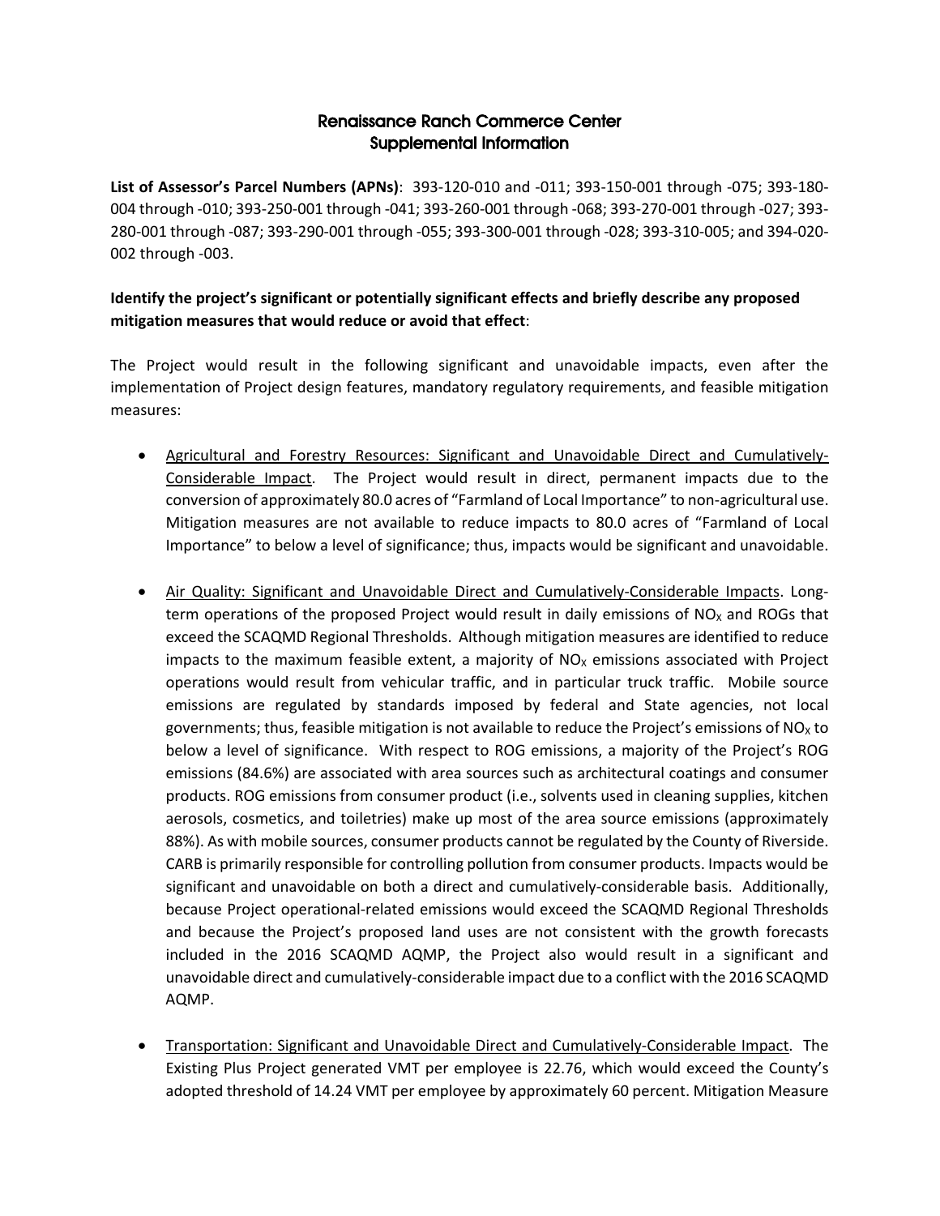# Renaissance Ranch Commerce Center
## Supplemental Information

**List of Assessor's Parcel Numbers (APNs)**: 393-120-010 and -011; 393-150-001 through -075; 393-180-004 through -010; 393-250-001 through -041; 393-260-001 through -068; 393-270-001 through -027; 393-280-001 through -087; 393-290-001 through -055; 393-300-001 through -028; 393-310-005; and 394-020-002 through -003.

**Identify the project's significant or potentially significant effects and briefly describe any proposed mitigation measures that would reduce or avoid that effect**:

The Project would result in the following significant and unavoidable impacts, even after the implementation of Project design features, mandatory regulatory requirements, and feasible mitigation measures:

- Agricultural and Forestry Resources: Significant and Unavoidable Direct and Cumulatively-Considerable Impact. The Project would result in direct, permanent impacts due to the conversion of approximately 80.0 acres of "Farmland of Local Importance" to non-agricultural use. Mitigation measures are not available to reduce impacts to 80.0 acres of "Farmland of Local Importance" to below a level of significance; thus, impacts would be significant and unavoidable.

- Air Quality: Significant and Unavoidable Direct and Cumulatively-Considerable Impacts. Long-term operations of the proposed Project would result in daily emissions of $NO_X$ and ROGs that exceed the SCAQMD Regional Thresholds. Although mitigation measures are identified to reduce impacts to the maximum feasible extent, a majority of $NO_X$ emissions associated with Project operations would result from vehicular traffic, and in particular truck traffic. Mobile source emissions are regulated by standards imposed by federal and State agencies, not local governments; thus, feasible mitigation is not available to reduce the Project's emissions of $NO_X$ to below a level of significance. With respect to ROG emissions, a majority of the Project's ROG emissions (84.6%) are associated with area sources such as architectural coatings and consumer products. ROG emissions from consumer product (i.e., solvents used in cleaning supplies, kitchen aerosols, cosmetics, and toiletries) make up most of the area source emissions (approximately 88%). As with mobile sources, consumer products cannot be regulated by the County of Riverside. CARB is primarily responsible for controlling pollution from consumer products. Impacts would be significant and unavoidable on both a direct and cumulatively-considerable basis. Additionally, because Project operational-related emissions would exceed the SCAQMD Regional Thresholds and because the Project's proposed land uses are not consistent with the growth forecasts included in the 2016 SCAQMD AQMP, the Project also would result in a significant and unavoidable direct and cumulatively-considerable impact due to a conflict with the 2016 SCAQMD AQMP.

- Transportation: Significant and Unavoidable Direct and Cumulatively-Considerable Impact. The Existing Plus Project generated VMT per employee is 22.76, which would exceed the County's adopted threshold of 14.24 VMT per employee by approximately 60 percent. Mitigation Measure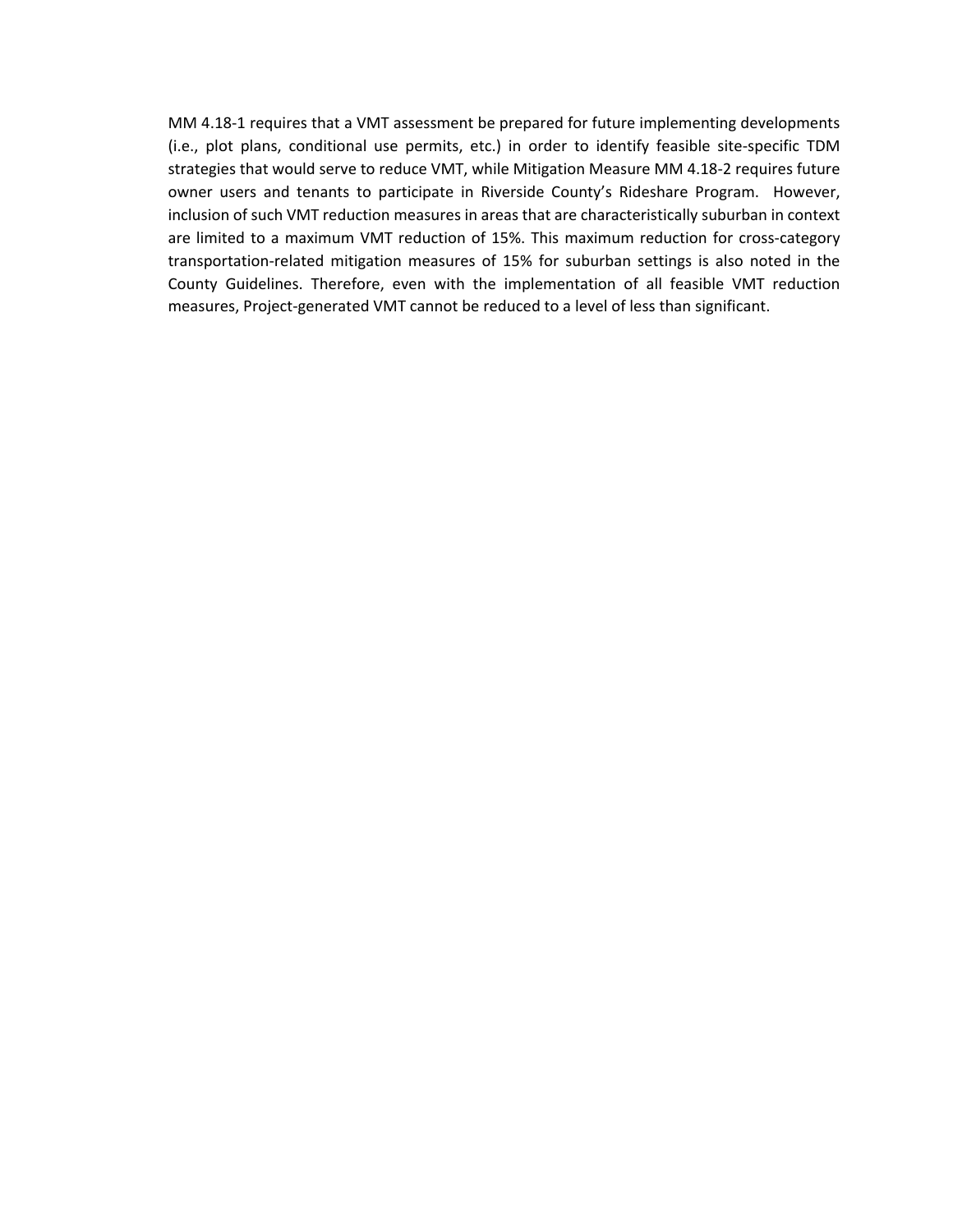MM 4.18-1 requires that a VMT assessment be prepared for future implementing developments (i.e., plot plans, conditional use permits, etc.) in order to identify feasible site-specific TDM strategies that would serve to reduce VMT, while Mitigation Measure MM 4.18-2 requires future owner users and tenants to participate in Riverside County's Rideshare Program. However, inclusion of such VMT reduction measures in areas that are characteristically suburban in context are limited to a maximum VMT reduction of 15%. This maximum reduction for cross-category transportation-related mitigation measures of 15% for suburban settings is also noted in the County Guidelines. Therefore, even with the implementation of all feasible VMT reduction measures, Project-generated VMT cannot be reduced to a level of less than significant.